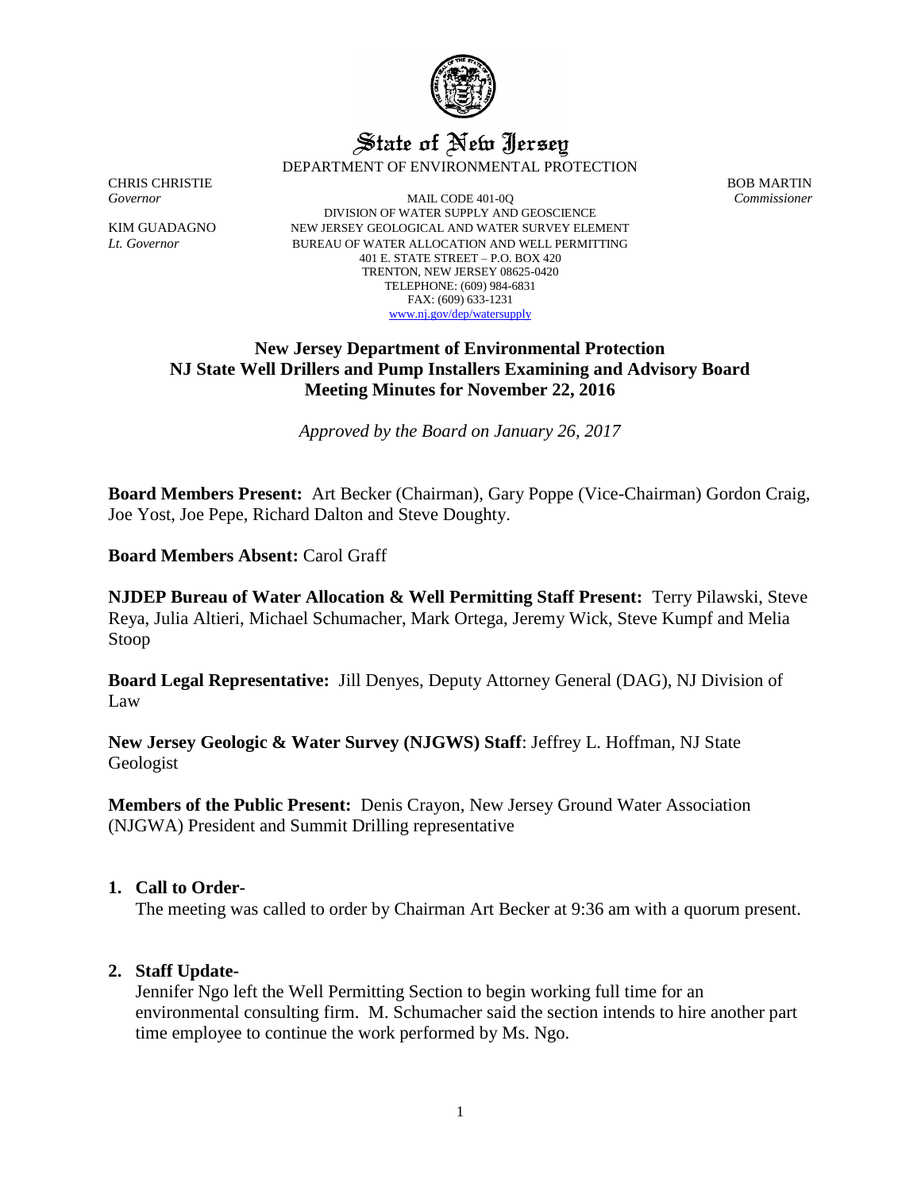# State of New Jersey

DEPARTMENT OF ENVIRONMENTAL PROTECTION

CHRIS CHRISTIE
*Governor*

KIM GUADAGNO
*Lt. Governor*

MAIL CODE 401-0Q
DIVISION OF WATER SUPPLY AND GEOSCIENCE
NEW JERSEY GEOLOGICAL AND WATER SURVEY ELEMENT
BUREAU OF WATER ALLOCATION AND WELL PERMITTING
401 E. STATE STREET – P.O. BOX 420
TRENTON, NEW JERSEY 08625-0420
TELEPHONE: (609) 984-6831
FAX: (609) 633-1231
www.nj.gov/dep/watersupply

BOB MARTIN
*Commissioner*

## New Jersey Department of Environmental Protection
## NJ State Well Drillers and Pump Installers Examining and Advisory Board
## Meeting Minutes for November 22, 2016

*Approved by the Board on January 26, 2017*

**Board Members Present:** Art Becker (Chairman), Gary Poppe (Vice-Chairman) Gordon Craig, Joe Yost, Joe Pepe, Richard Dalton and Steve Doughty.

**Board Members Absent:** Carol Graff

**NJDEP Bureau of Water Allocation & Well Permitting Staff Present:** Terry Pilawski, Steve Reya, Julia Altieri, Michael Schumacher, Mark Ortega, Jeremy Wick, Steve Kumpf and Melia Stoop

**Board Legal Representative:** Jill Denyes, Deputy Attorney General (DAG), NJ Division of Law

**New Jersey Geologic & Water Survey (NJGWS) Staff**: Jeffrey L. Hoffman, NJ State Geologist

**Members of the Public Present:** Denis Crayon, New Jersey Ground Water Association (NJGWA) President and Summit Drilling representative

### 1. Call to Order-

The meeting was called to order by Chairman Art Becker at 9:36 am with a quorum present.

### 2. Staff Update-

Jennifer Ngo left the Well Permitting Section to begin working full time for an environmental consulting firm. M. Schumacher said the section intends to hire another part time employee to continue the work performed by Ms. Ngo.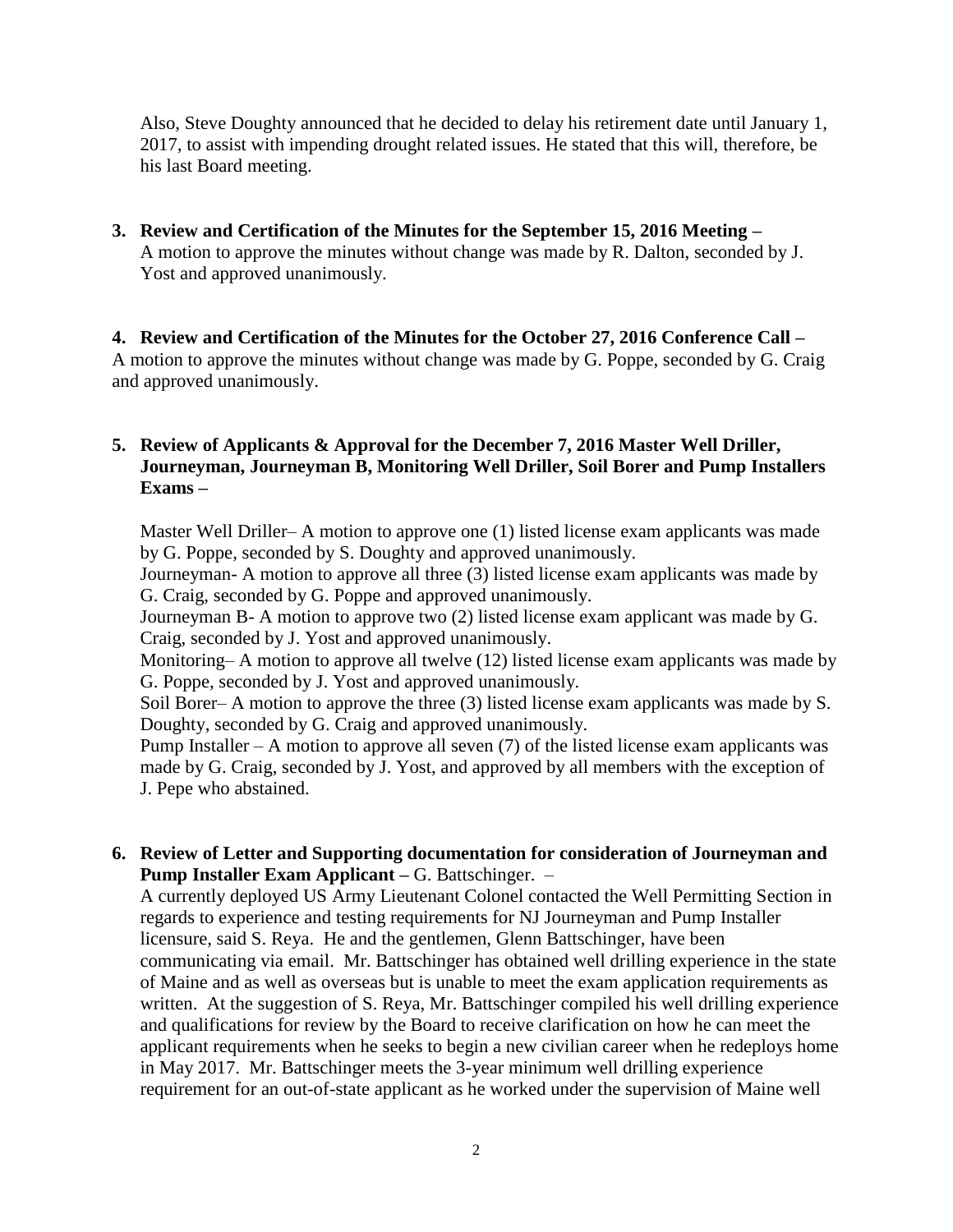Also, Steve Doughty announced that he decided to delay his retirement date until January 1, 2017, to assist with impending drought related issues. He stated that this will, therefore, be his last Board meeting.

**3. Review and Certification of the Minutes for the September 15, 2016 Meeting –**
A motion to approve the minutes without change was made by R. Dalton, seconded by J. Yost and approved unanimously.

**4. Review and Certification of the Minutes for the October 27, 2016 Conference Call –**
A motion to approve the minutes without change was made by G. Poppe, seconded by G. Craig and approved unanimously.

**5. Review of Applicants & Approval for the December 7, 2016 Master Well Driller, Journeyman, Journeyman B, Monitoring Well Driller, Soil Borer and Pump Installers Exams –**

Master Well Driller– A motion to approve one (1) listed license exam applicants was made by G. Poppe, seconded by S. Doughty and approved unanimously.
Journeyman- A motion to approve all three (3) listed license exam applicants was made by G. Craig, seconded by G. Poppe and approved unanimously.
Journeyman B- A motion to approve two (2) listed license exam applicant was made by G. Craig, seconded by J. Yost and approved unanimously.
Monitoring– A motion to approve all twelve (12) listed license exam applicants was made by G. Poppe, seconded by J. Yost and approved unanimously.
Soil Borer– A motion to approve the three (3) listed license exam applicants was made by S. Doughty, seconded by G. Craig and approved unanimously.
Pump Installer – A motion to approve all seven (7) of the listed license exam applicants was made by G. Craig, seconded by J. Yost, and approved by all members with the exception of J. Pepe who abstained.

**6. Review of Letter and Supporting documentation for consideration of Journeyman and Pump Installer Exam Applicant –** G. Battschinger. –
A currently deployed US Army Lieutenant Colonel contacted the Well Permitting Section in regards to experience and testing requirements for NJ Journeyman and Pump Installer licensure, said S. Reya. He and the gentlemen, Glenn Battschinger, have been communicating via email. Mr. Battschinger has obtained well drilling experience in the state of Maine and as well as overseas but is unable to meet the exam application requirements as written. At the suggestion of S. Reya, Mr. Battschinger compiled his well drilling experience and qualifications for review by the Board to receive clarification on how he can meet the applicant requirements when he seeks to begin a new civilian career when he redeploys home in May 2017. Mr. Battschinger meets the 3-year minimum well drilling experience requirement for an out-of-state applicant as he worked under the supervision of Maine well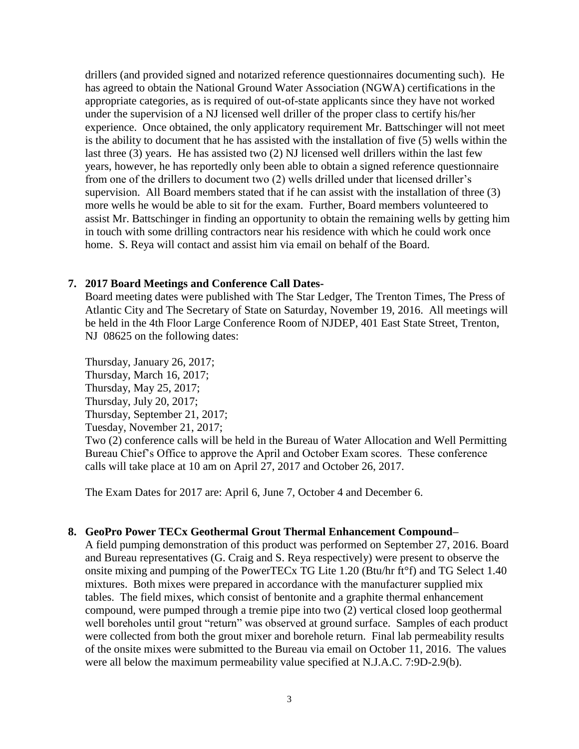drillers (and provided signed and notarized reference questionnaires documenting such). He has agreed to obtain the National Ground Water Association (NGWA) certifications in the appropriate categories, as is required of out-of-state applicants since they have not worked under the supervision of a NJ licensed well driller of the proper class to certify his/her experience. Once obtained, the only applicatory requirement Mr. Battschinger will not meet is the ability to document that he has assisted with the installation of five (5) wells within the last three (3) years. He has assisted two (2) NJ licensed well drillers within the last few years, however, he has reportedly only been able to obtain a signed reference questionnaire from one of the drillers to document two (2) wells drilled under that licensed driller's supervision. All Board members stated that if he can assist with the installation of three (3) more wells he would be able to sit for the exam. Further, Board members volunteered to assist Mr. Battschinger in finding an opportunity to obtain the remaining wells by getting him in touch with some drilling contractors near his residence with which he could work once home. S. Reya will contact and assist him via email on behalf of the Board.

**7. 2017 Board Meetings and Conference Call Dates-**

Board meeting dates were published with The Star Ledger, The Trenton Times, The Press of Atlantic City and The Secretary of State on Saturday, November 19, 2016. All meetings will be held in the 4th Floor Large Conference Room of NJDEP, 401 East State Street, Trenton, NJ 08625 on the following dates:

Thursday, January 26, 2017;
Thursday, March 16, 2017;
Thursday, May 25, 2017;
Thursday, July 20, 2017;
Thursday, September 21, 2017;
Tuesday, November 21, 2017;
Two (2) conference calls will be held in the Bureau of Water Allocation and Well Permitting Bureau Chief's Office to approve the April and October Exam scores. These conference calls will take place at 10 am on April 27, 2017 and October 26, 2017.

The Exam Dates for 2017 are: April 6, June 7, October 4 and December 6.

**8. GeoPro Power TECx Geothermal Grout Thermal Enhancement Compound–**

A field pumping demonstration of this product was performed on September 27, 2016. Board and Bureau representatives (G. Craig and S. Reya respectively) were present to observe the onsite mixing and pumping of the PowerTECx TG Lite 1.20 (Btu/hr ft°f) and TG Select 1.40 mixtures. Both mixes were prepared in accordance with the manufacturer supplied mix tables. The field mixes, which consist of bentonite and a graphite thermal enhancement compound, were pumped through a tremie pipe into two (2) vertical closed loop geothermal well boreholes until grout "return" was observed at ground surface. Samples of each product were collected from both the grout mixer and borehole return. Final lab permeability results of the onsite mixes were submitted to the Bureau via email on October 11, 2016. The values were all below the maximum permeability value specified at N.J.A.C. 7:9D-2.9(b).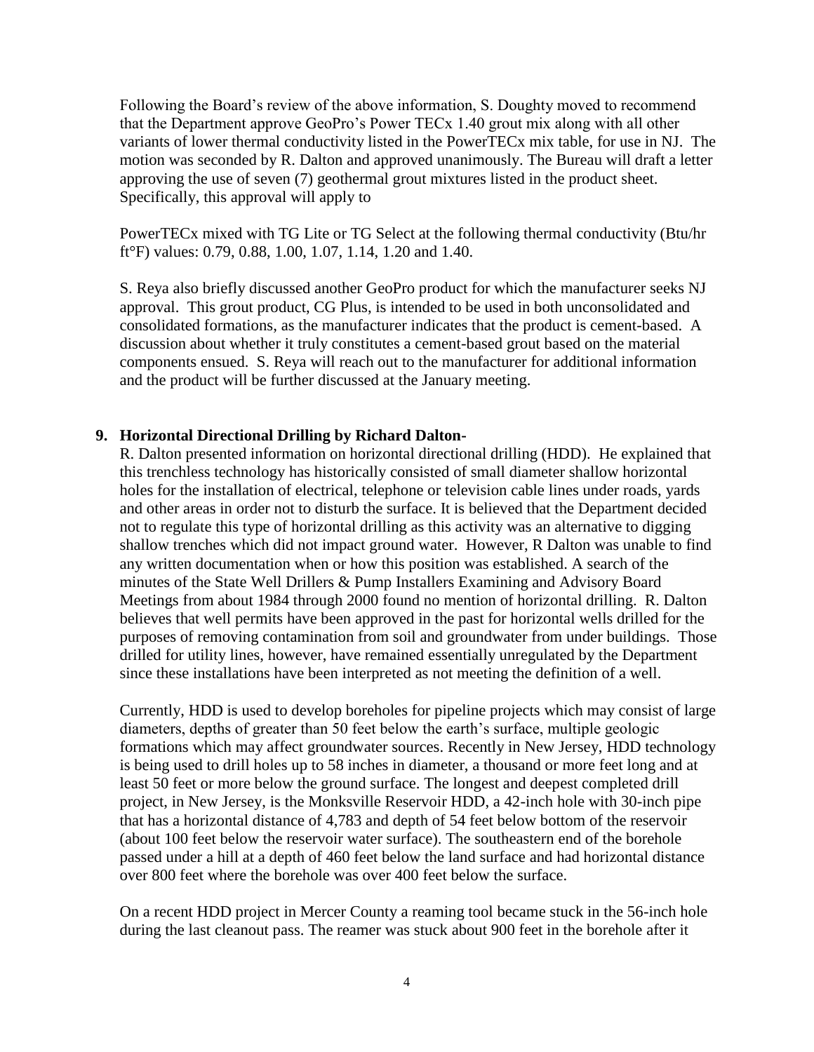Following the Board's review of the above information, S. Doughty moved to recommend that the Department approve GeoPro's Power TECx 1.40 grout mix along with all other variants of lower thermal conductivity listed in the PowerTECx mix table, for use in NJ. The motion was seconded by R. Dalton and approved unanimously. The Bureau will draft a letter approving the use of seven (7) geothermal grout mixtures listed in the product sheet. Specifically, this approval will apply to

PowerTECx mixed with TG Lite or TG Select at the following thermal conductivity (Btu/hr ft°F) values: 0.79, 0.88, 1.00, 1.07, 1.14, 1.20 and 1.40.

S. Reya also briefly discussed another GeoPro product for which the manufacturer seeks NJ approval. This grout product, CG Plus, is intended to be used in both unconsolidated and consolidated formations, as the manufacturer indicates that the product is cement-based. A discussion about whether it truly constitutes a cement-based grout based on the material components ensued. S. Reya will reach out to the manufacturer for additional information and the product will be further discussed at the January meeting.

**9. Horizontal Directional Drilling by Richard Dalton-**

R. Dalton presented information on horizontal directional drilling (HDD). He explained that this trenchless technology has historically consisted of small diameter shallow horizontal holes for the installation of electrical, telephone or television cable lines under roads, yards and other areas in order not to disturb the surface. It is believed that the Department decided not to regulate this type of horizontal drilling as this activity was an alternative to digging shallow trenches which did not impact ground water. However, R Dalton was unable to find any written documentation when or how this position was established. A search of the minutes of the State Well Drillers & Pump Installers Examining and Advisory Board Meetings from about 1984 through 2000 found no mention of horizontal drilling. R. Dalton believes that well permits have been approved in the past for horizontal wells drilled for the purposes of removing contamination from soil and groundwater from under buildings. Those drilled for utility lines, however, have remained essentially unregulated by the Department since these installations have been interpreted as not meeting the definition of a well.

Currently, HDD is used to develop boreholes for pipeline projects which may consist of large diameters, depths of greater than 50 feet below the earth's surface, multiple geologic formations which may affect groundwater sources. Recently in New Jersey, HDD technology is being used to drill holes up to 58 inches in diameter, a thousand or more feet long and at least 50 feet or more below the ground surface. The longest and deepest completed drill project, in New Jersey, is the Monksville Reservoir HDD, a 42-inch hole with 30-inch pipe that has a horizontal distance of 4,783 and depth of 54 feet below bottom of the reservoir (about 100 feet below the reservoir water surface). The southeastern end of the borehole passed under a hill at a depth of 460 feet below the land surface and had horizontal distance over 800 feet where the borehole was over 400 feet below the surface.

On a recent HDD project in Mercer County a reaming tool became stuck in the 56-inch hole during the last cleanout pass. The reamer was stuck about 900 feet in the borehole after it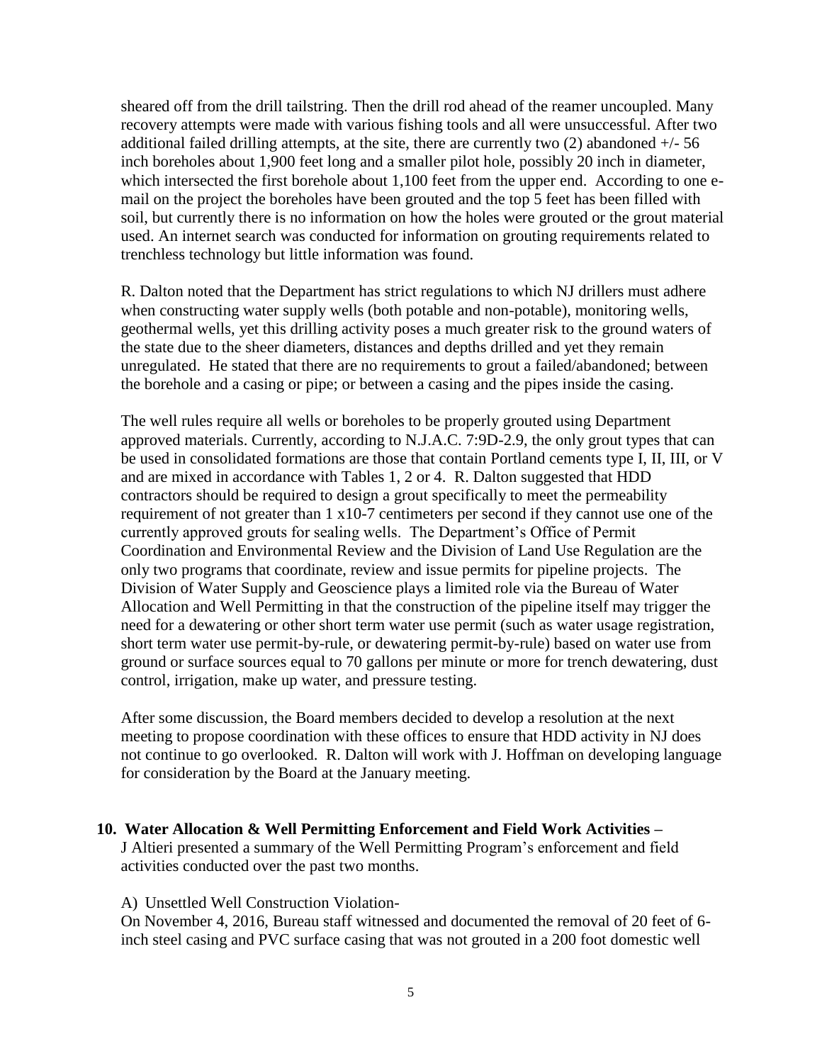sheared off from the drill tailstring. Then the drill rod ahead of the reamer uncoupled. Many recovery attempts were made with various fishing tools and all were unsuccessful. After two additional failed drilling attempts, at the site, there are currently two (2) abandoned +/- 56 inch boreholes about 1,900 feet long and a smaller pilot hole, possibly 20 inch in diameter, which intersected the first borehole about 1,100 feet from the upper end. According to one e-mail on the project the boreholes have been grouted and the top 5 feet has been filled with soil, but currently there is no information on how the holes were grouted or the grout material used. An internet search was conducted for information on grouting requirements related to trenchless technology but little information was found.

R. Dalton noted that the Department has strict regulations to which NJ drillers must adhere when constructing water supply wells (both potable and non-potable), monitoring wells, geothermal wells, yet this drilling activity poses a much greater risk to the ground waters of the state due to the sheer diameters, distances and depths drilled and yet they remain unregulated. He stated that there are no requirements to grout a failed/abandoned; between the borehole and a casing or pipe; or between a casing and the pipes inside the casing.

The well rules require all wells or boreholes to be properly grouted using Department approved materials. Currently, according to N.J.A.C. 7:9D-2.9, the only grout types that can be used in consolidated formations are those that contain Portland cements type I, II, III, or V and are mixed in accordance with Tables 1, 2 or 4. R. Dalton suggested that HDD contractors should be required to design a grout specifically to meet the permeability requirement of not greater than 1 x10-7 centimeters per second if they cannot use one of the currently approved grouts for sealing wells. The Department's Office of Permit Coordination and Environmental Review and the Division of Land Use Regulation are the only two programs that coordinate, review and issue permits for pipeline projects. The Division of Water Supply and Geoscience plays a limited role via the Bureau of Water Allocation and Well Permitting in that the construction of the pipeline itself may trigger the need for a dewatering or other short term water use permit (such as water usage registration, short term water use permit-by-rule, or dewatering permit-by-rule) based on water use from ground or surface sources equal to 70 gallons per minute or more for trench dewatering, dust control, irrigation, make up water, and pressure testing.

After some discussion, the Board members decided to develop a resolution at the next meeting to propose coordination with these offices to ensure that HDD activity in NJ does not continue to go overlooked. R. Dalton will work with J. Hoffman on developing language for consideration by the Board at the January meeting.

**10. Water Allocation & Well Permitting Enforcement and Field Work Activities –**
J Altieri presented a summary of the Well Permitting Program's enforcement and field activities conducted over the past two months.

A) Unsettled Well Construction Violation-
On November 4, 2016, Bureau staff witnessed and documented the removal of 20 feet of 6-inch steel casing and PVC surface casing that was not grouted in a 200 foot domestic well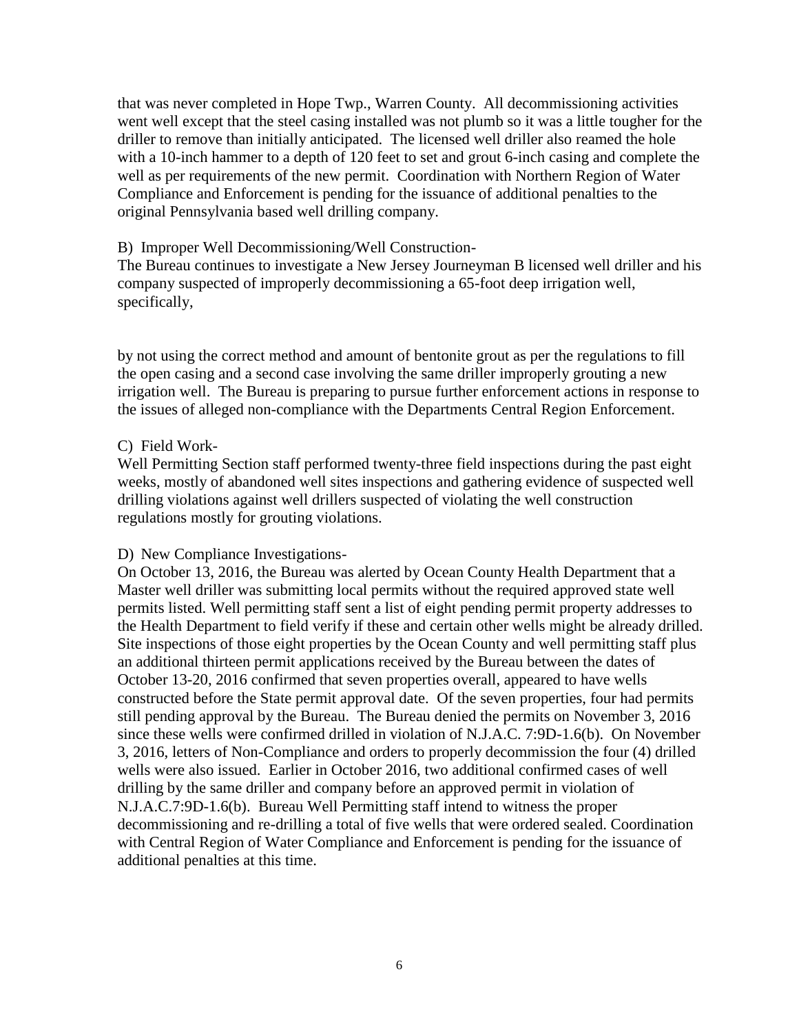that was never completed in Hope Twp., Warren County. All decommissioning activities went well except that the steel casing installed was not plumb so it was a little tougher for the driller to remove than initially anticipated. The licensed well driller also reamed the hole with a 10-inch hammer to a depth of 120 feet to set and grout 6-inch casing and complete the well as per requirements of the new permit. Coordination with Northern Region of Water Compliance and Enforcement is pending for the issuance of additional penalties to the original Pennsylvania based well drilling company.

B) Improper Well Decommissioning/Well Construction-
The Bureau continues to investigate a New Jersey Journeyman B licensed well driller and his company suspected of improperly decommissioning a 65-foot deep irrigation well, specifically,

by not using the correct method and amount of bentonite grout as per the regulations to fill the open casing and a second case involving the same driller improperly grouting a new irrigation well. The Bureau is preparing to pursue further enforcement actions in response to the issues of alleged non-compliance with the Departments Central Region Enforcement.

C) Field Work-
Well Permitting Section staff performed twenty-three field inspections during the past eight weeks, mostly of abandoned well sites inspections and gathering evidence of suspected well drilling violations against well drillers suspected of violating the well construction regulations mostly for grouting violations.

D) New Compliance Investigations-
On October 13, 2016, the Bureau was alerted by Ocean County Health Department that a Master well driller was submitting local permits without the required approved state well permits listed. Well permitting staff sent a list of eight pending permit property addresses to the Health Department to field verify if these and certain other wells might be already drilled. Site inspections of those eight properties by the Ocean County and well permitting staff plus an additional thirteen permit applications received by the Bureau between the dates of October 13-20, 2016 confirmed that seven properties overall, appeared to have wells constructed before the State permit approval date. Of the seven properties, four had permits still pending approval by the Bureau. The Bureau denied the permits on November 3, 2016 since these wells were confirmed drilled in violation of N.J.A.C. 7:9D-1.6(b). On November 3, 2016, letters of Non-Compliance and orders to properly decommission the four (4) drilled wells were also issued. Earlier in October 2016, two additional confirmed cases of well drilling by the same driller and company before an approved permit in violation of N.J.A.C.7:9D-1.6(b). Bureau Well Permitting staff intend to witness the proper decommissioning and re-drilling a total of five wells that were ordered sealed. Coordination with Central Region of Water Compliance and Enforcement is pending for the issuance of additional penalties at this time.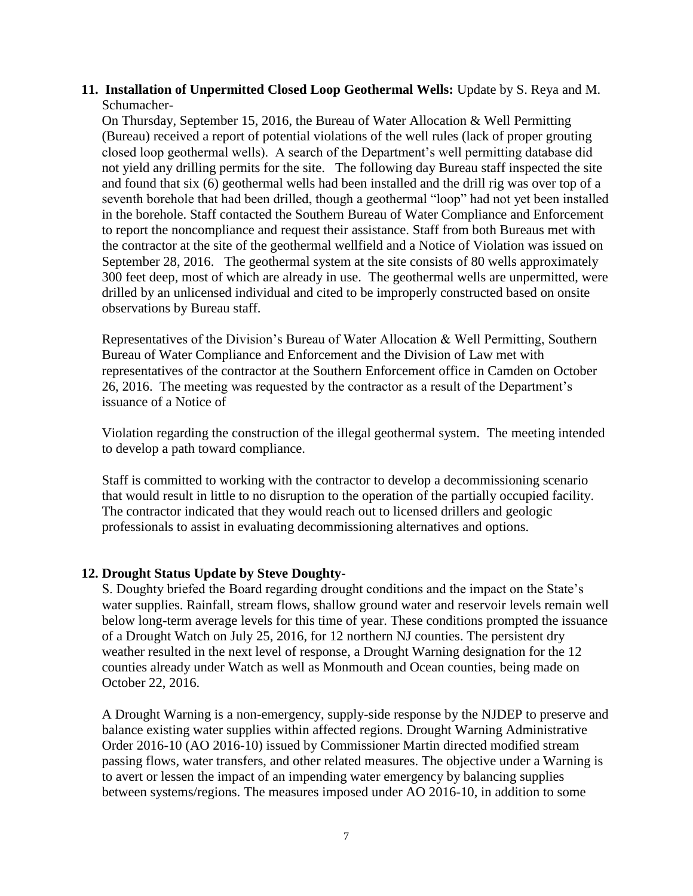**11. Installation of Unpermitted Closed Loop Geothermal Wells:** Update by S. Reya and M. Schumacher-

On Thursday, September 15, 2016, the Bureau of Water Allocation & Well Permitting (Bureau) received a report of potential violations of the well rules (lack of proper grouting closed loop geothermal wells). A search of the Department's well permitting database did not yield any drilling permits for the site. The following day Bureau staff inspected the site and found that six (6) geothermal wells had been installed and the drill rig was over top of a seventh borehole that had been drilled, though a geothermal "loop" had not yet been installed in the borehole. Staff contacted the Southern Bureau of Water Compliance and Enforcement to report the noncompliance and request their assistance. Staff from both Bureaus met with the contractor at the site of the geothermal wellfield and a Notice of Violation was issued on September 28, 2016. The geothermal system at the site consists of 80 wells approximately 300 feet deep, most of which are already in use. The geothermal wells are unpermitted, were drilled by an unlicensed individual and cited to be improperly constructed based on onsite observations by Bureau staff.

Representatives of the Division's Bureau of Water Allocation & Well Permitting, Southern Bureau of Water Compliance and Enforcement and the Division of Law met with representatives of the contractor at the Southern Enforcement office in Camden on October 26, 2016. The meeting was requested by the contractor as a result of the Department's issuance of a Notice of

Violation regarding the construction of the illegal geothermal system. The meeting intended to develop a path toward compliance.

Staff is committed to working with the contractor to develop a decommissioning scenario that would result in little to no disruption to the operation of the partially occupied facility. The contractor indicated that they would reach out to licensed drillers and geologic professionals to assist in evaluating decommissioning alternatives and options.

**12. Drought Status Update by Steve Doughty-**

S. Doughty briefed the Board regarding drought conditions and the impact on the State's water supplies. Rainfall, stream flows, shallow ground water and reservoir levels remain well below long-term average levels for this time of year. These conditions prompted the issuance of a Drought Watch on July 25, 2016, for 12 northern NJ counties. The persistent dry weather resulted in the next level of response, a Drought Warning designation for the 12 counties already under Watch as well as Monmouth and Ocean counties, being made on October 22, 2016.

A Drought Warning is a non-emergency, supply-side response by the NJDEP to preserve and balance existing water supplies within affected regions. Drought Warning Administrative Order 2016-10 (AO 2016-10) issued by Commissioner Martin directed modified stream passing flows, water transfers, and other related measures. The objective under a Warning is to avert or lessen the impact of an impending water emergency by balancing supplies between systems/regions. The measures imposed under AO 2016-10, in addition to some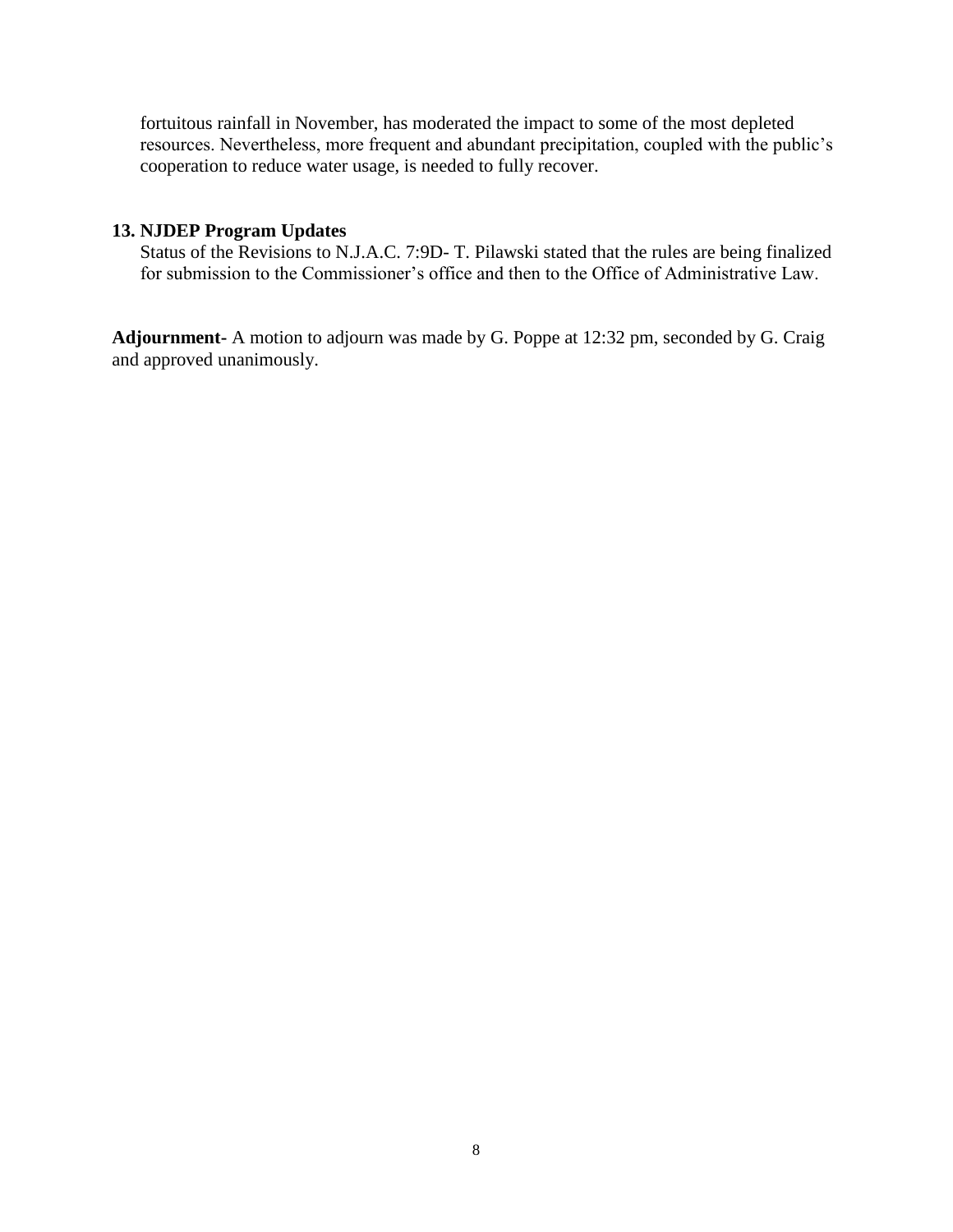fortuitous rainfall in November, has moderated the impact to some of the most depleted resources. Nevertheless, more frequent and abundant precipitation, coupled with the public's cooperation to reduce water usage, is needed to fully recover.

**13. NJDEP Program Updates**

Status of the Revisions to N.J.A.C. 7:9D- T. Pilawski stated that the rules are being finalized for submission to the Commissioner's office and then to the Office of Administrative Law.

**Adjournment-** A motion to adjourn was made by G. Poppe at 12:32 pm, seconded by G. Craig and approved unanimously.